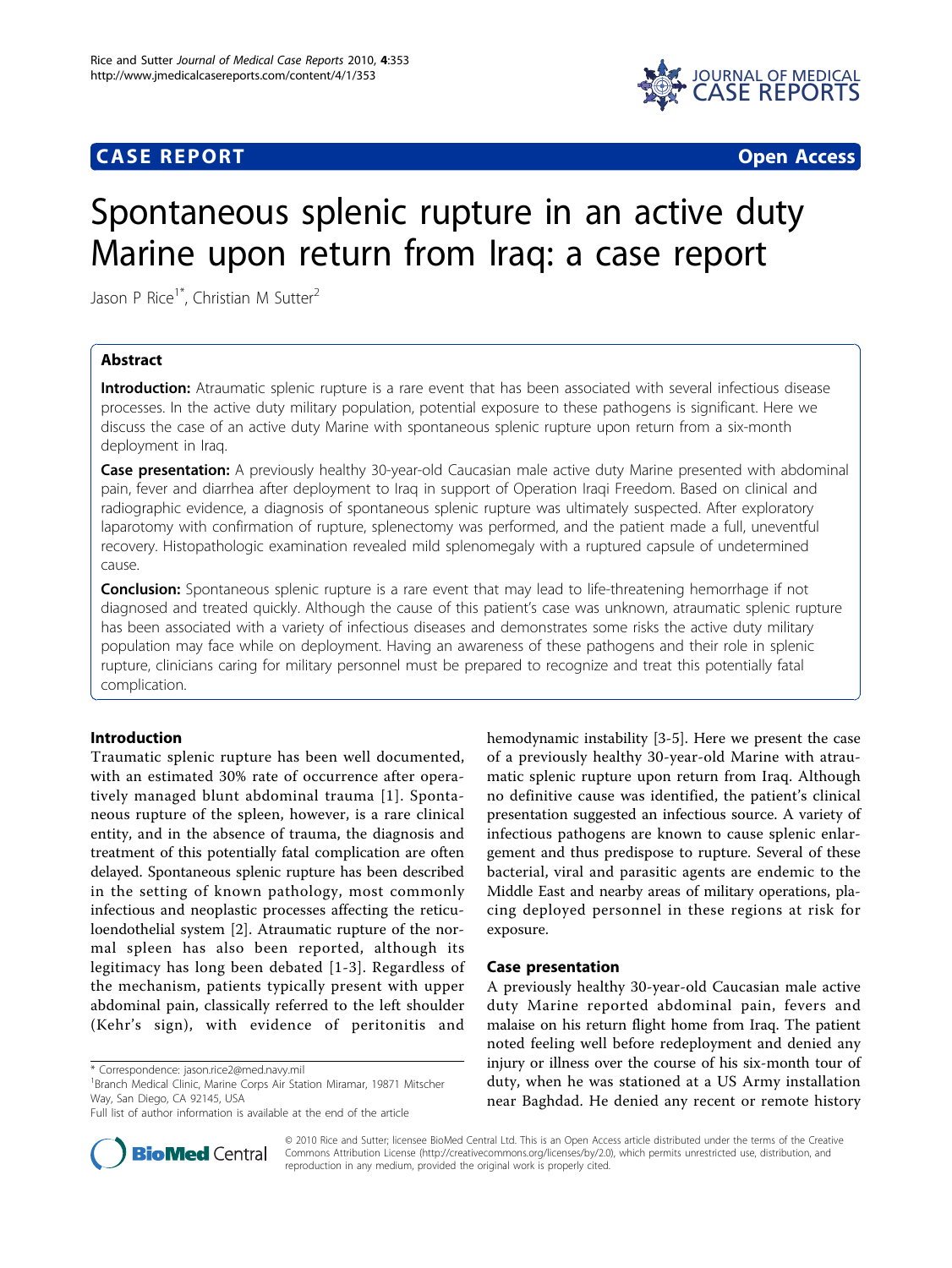**CASE REPORT** **Open Access**

# Spontaneous splenic rupture in an active duty Marine upon return from Iraq: a case report

Jason P Rice[1*], Christian M Sutter[2]

## Abstract

**Introduction:** Atraumatic splenic rupture is a rare event that has been associated with several infectious disease processes. In the active duty military population, potential exposure to these pathogens is significant. Here we discuss the case of an active duty Marine with spontaneous splenic rupture upon return from a six-month deployment in Iraq.

**Case presentation:** A previously healthy 30-year-old Caucasian male active duty Marine presented with abdominal pain, fever and diarrhea after deployment to Iraq in support of Operation Iraqi Freedom. Based on clinical and radiographic evidence, a diagnosis of spontaneous splenic rupture was ultimately suspected. After exploratory laparotomy with confirmation of rupture, splenectomy was performed, and the patient made a full, uneventful recovery. Histopathologic examination revealed mild splenomegaly with a ruptured capsule of undetermined cause.

**Conclusion:** Spontaneous splenic rupture is a rare event that may lead to life-threatening hemorrhage if not diagnosed and treated quickly. Although the cause of this patient's case was unknown, atraumatic splenic rupture has been associated with a variety of infectious diseases and demonstrates some risks the active duty military population may face while on deployment. Having an awareness of these pathogens and their role in splenic rupture, clinicians caring for military personnel must be prepared to recognize and treat this potentially fatal complication.

## Introduction

Traumatic splenic rupture has been well documented, with an estimated 30% rate of occurrence after operatively managed blunt abdominal trauma [1]. Spontaneous rupture of the spleen, however, is a rare clinical entity, and in the absence of trauma, the diagnosis and treatment of this potentially fatal complication are often delayed. Spontaneous splenic rupture has been described in the setting of known pathology, most commonly infectious and neoplastic processes affecting the reticuloendothelial system [2]. Atraumatic rupture of the normal spleen has also been reported, although its legitimacy has long been debated [1-3]. Regardless of the mechanism, patients typically present with upper abdominal pain, classically referred to the left shoulder (Kehr's sign), with evidence of peritonitis and hemodynamic instability [3-5]. Here we present the case of a previously healthy 30-year-old Marine with atraumatic splenic rupture upon return from Iraq. Although no definitive cause was identified, the patient's clinical presentation suggested an infectious source. A variety of infectious pathogens are known to cause splenic enlargement and thus predispose to rupture. Several of these bacterial, viral and parasitic agents are endemic to the Middle East and nearby areas of military operations, placing deployed personnel in these regions at risk for exposure.

## Case presentation

A previously healthy 30-year-old Caucasian male active duty Marine reported abdominal pain, fevers and malaise on his return flight home from Iraq. The patient noted feeling well before redeployment and denied any injury or illness over the course of his six-month tour of duty, when he was stationed at a US Army installation near Baghdad. He denied any recent or remote history

\* Correspondence: jason.rice2@med.navy.mil
[1]Branch Medical Clinic, Marine Corps Air Station Miramar, 19871 Mitscher Way, San Diego, CA 92145, USA
Full list of author information is available at the end of the article

© 2010 Rice and Sutter; licensee BioMed Central Ltd. This is an Open Access article distributed under the terms of the Creative Commons Attribution License (http://creativecommons.org/licenses/by/2.0), which permits unrestricted use, distribution, and reproduction in any medium, provided the original work is properly cited.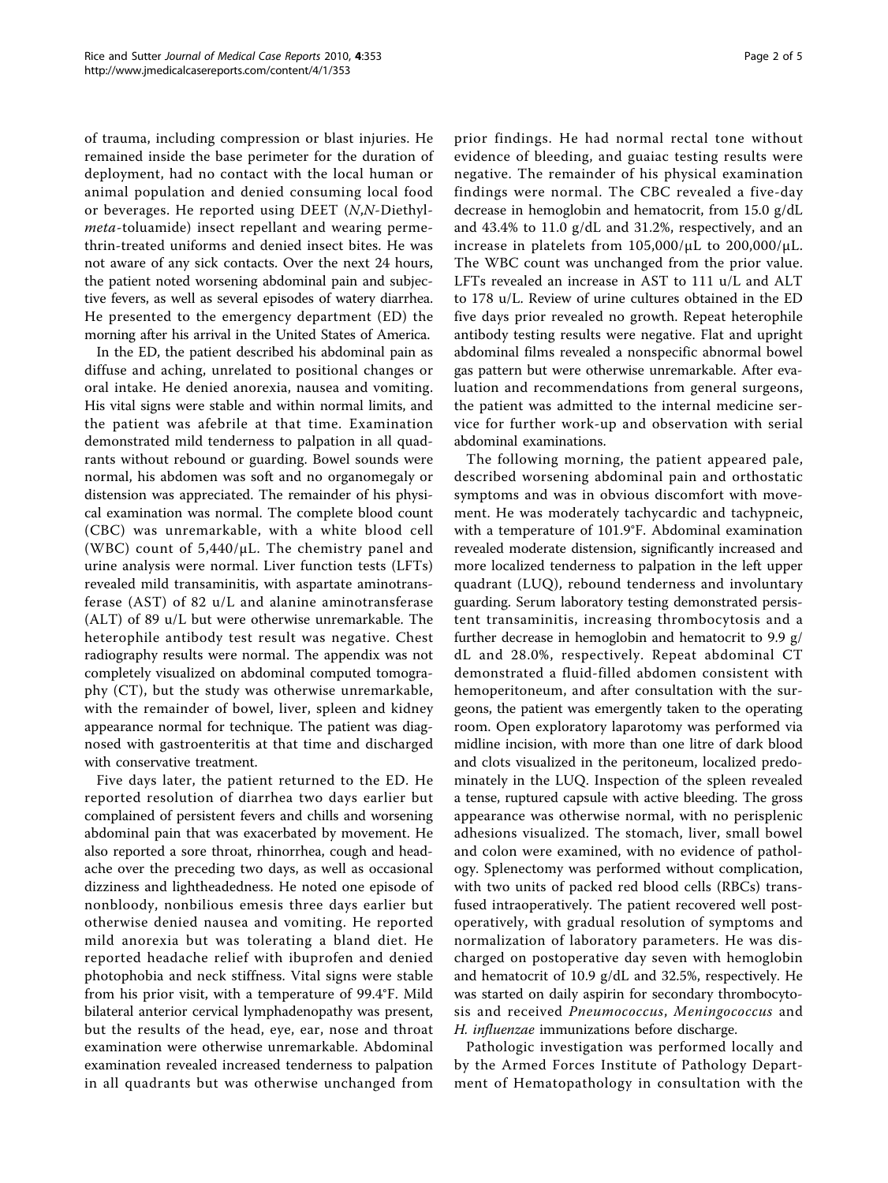of trauma, including compression or blast injuries. He remained inside the base perimeter for the duration of deployment, had no contact with the local human or animal population and denied consuming local food or beverages. He reported using DEET (*N*,*N*-Diethyl-*meta*-toluamide) insect repellant and wearing permethrin-treated uniforms and denied insect bites. He was not aware of any sick contacts. Over the next 24 hours, the patient noted worsening abdominal pain and subjective fevers, as well as several episodes of watery diarrhea. He presented to the emergency department (ED) the morning after his arrival in the United States of America.

In the ED, the patient described his abdominal pain as diffuse and aching, unrelated to positional changes or oral intake. He denied anorexia, nausea and vomiting. His vital signs were stable and within normal limits, and the patient was afebrile at that time. Examination demonstrated mild tenderness to palpation in all quadrants without rebound or guarding. Bowel sounds were normal, his abdomen was soft and no organomegaly or distension was appreciated. The remainder of his physical examination was normal. The complete blood count (CBC) was unremarkable, with a white blood cell (WBC) count of 5,440/μL. The chemistry panel and urine analysis were normal. Liver function tests (LFTs) revealed mild transaminitis, with aspartate aminotransferase (AST) of 82 u/L and alanine aminotransferase (ALT) of 89 u/L but were otherwise unremarkable. The heterophile antibody test result was negative. Chest radiography results were normal. The appendix was not completely visualized on abdominal computed tomography (CT), but the study was otherwise unremarkable, with the remainder of bowel, liver, spleen and kidney appearance normal for technique. The patient was diagnosed with gastroenteritis at that time and discharged with conservative treatment.

Five days later, the patient returned to the ED. He reported resolution of diarrhea two days earlier but complained of persistent fevers and chills and worsening abdominal pain that was exacerbated by movement. He also reported a sore throat, rhinorrhea, cough and headache over the preceding two days, as well as occasional dizziness and lightheadedness. He noted one episode of nonbloody, nonbilious emesis three days earlier but otherwise denied nausea and vomiting. He reported mild anorexia but was tolerating a bland diet. He reported headache relief with ibuprofen and denied photophobia and neck stiffness. Vital signs were stable from his prior visit, with a temperature of 99.4°F. Mild bilateral anterior cervical lymphadenopathy was present, but the results of the head, eye, ear, nose and throat examination were otherwise unremarkable. Abdominal examination revealed increased tenderness to palpation in all quadrants but was otherwise unchanged from prior findings. He had normal rectal tone without evidence of bleeding, and guaiac testing results were negative. The remainder of his physical examination findings were normal. The CBC revealed a five-day decrease in hemoglobin and hematocrit, from 15.0 g/dL and 43.4% to 11.0 g/dL and 31.2%, respectively, and an increase in platelets from 105,000/μL to 200,000/μL. The WBC count was unchanged from the prior value. LFTs revealed an increase in AST to 111 u/L and ALT to 178 u/L. Review of urine cultures obtained in the ED five days prior revealed no growth. Repeat heterophile antibody testing results were negative. Flat and upright abdominal films revealed a nonspecific abnormal bowel gas pattern but were otherwise unremarkable. After evaluation and recommendations from general surgeons, the patient was admitted to the internal medicine service for further work-up and observation with serial abdominal examinations.

The following morning, the patient appeared pale, described worsening abdominal pain and orthostatic symptoms and was in obvious discomfort with movement. He was moderately tachycardic and tachypneic, with a temperature of 101.9°F. Abdominal examination revealed moderate distension, significantly increased and more localized tenderness to palpation in the left upper quadrant (LUQ), rebound tenderness and involuntary guarding. Serum laboratory testing demonstrated persistent transaminitis, increasing thrombocytosis and a further decrease in hemoglobin and hematocrit to 9.9 g/dL and 28.0%, respectively. Repeat abdominal CT demonstrated a fluid-filled abdomen consistent with hemoperitoneum, and after consultation with the surgeons, the patient was emergently taken to the operating room. Open exploratory laparotomy was performed via midline incision, with more than one litre of dark blood and clots visualized in the peritoneum, localized predominately in the LUQ. Inspection of the spleen revealed a tense, ruptured capsule with active bleeding. The gross appearance was otherwise normal, with no perisplenic adhesions visualized. The stomach, liver, small bowel and colon were examined, with no evidence of pathology. Splenectomy was performed without complication, with two units of packed red blood cells (RBCs) transfused intraoperatively. The patient recovered well postoperatively, with gradual resolution of symptoms and normalization of laboratory parameters. He was discharged on postoperative day seven with hemoglobin and hematocrit of 10.9 g/dL and 32.5%, respectively. He was started on daily aspirin for secondary thrombocytosis and received *Pneumococcus*, *Meningococcus* and *H. influenzae* immunizations before discharge.

Pathologic investigation was performed locally and by the Armed Forces Institute of Pathology Department of Hematopathology in consultation with the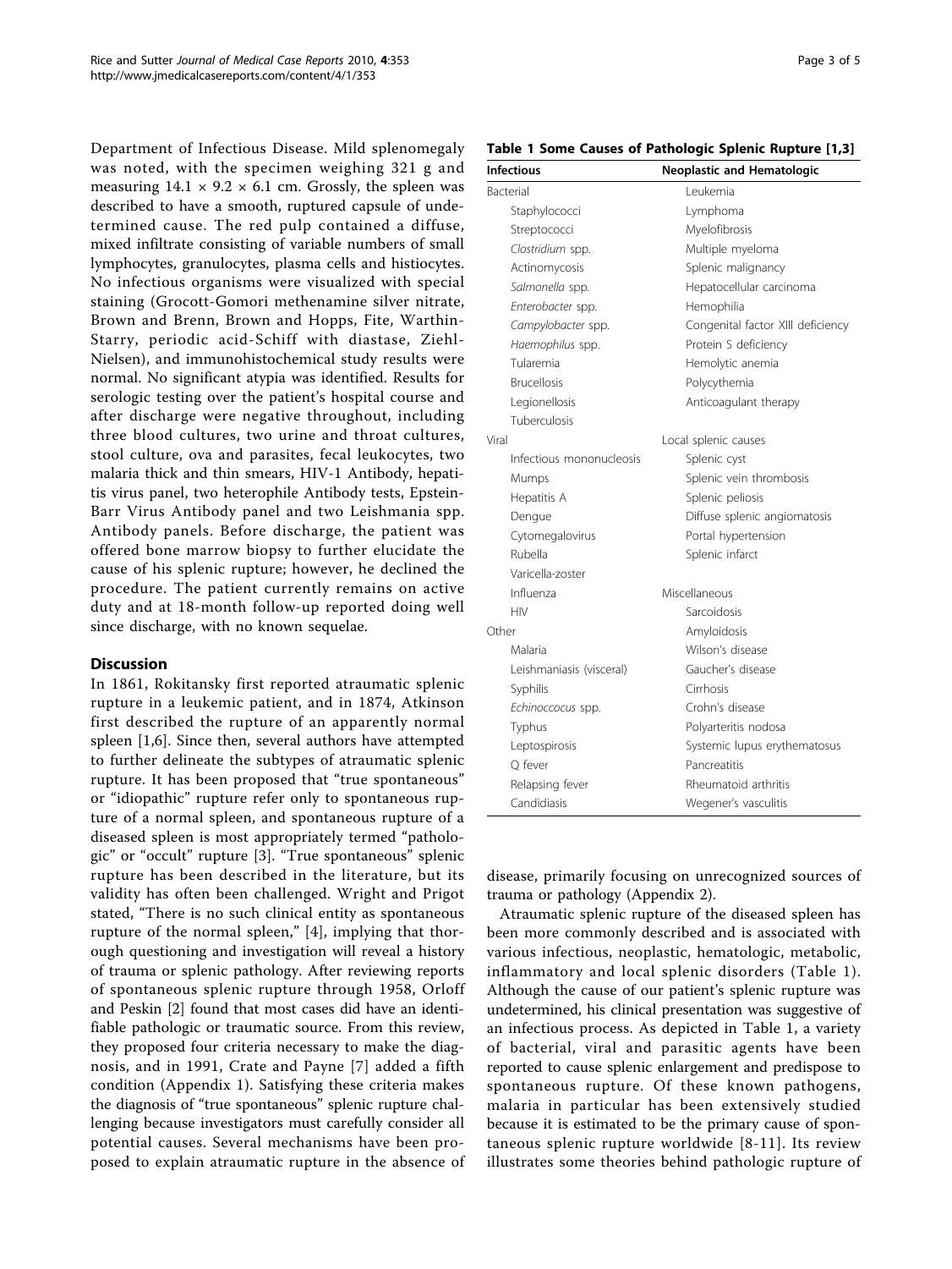Department of Infectious Disease. Mild splenomegaly was noted, with the specimen weighing 321 g and measuring 14.1 × 9.2 × 6.1 cm. Grossly, the spleen was described to have a smooth, ruptured capsule of undetermined cause. The red pulp contained a diffuse, mixed infiltrate consisting of variable numbers of small lymphocytes, granulocytes, plasma cells and histiocytes. No infectious organisms were visualized with special staining (Grocott-Gomori methenamine silver nitrate, Brown and Brenn, Brown and Hopps, Fite, Warthin-Starry, periodic acid-Schiff with diastase, Ziehl-Nielsen), and immunohistochemical study results were normal. No significant atypia was identified. Results for serologic testing over the patient's hospital course and after discharge were negative throughout, including three blood cultures, two urine and throat cultures, stool culture, ova and parasites, fecal leukocytes, two malaria thick and thin smears, HIV-1 Antibody, hepatitis virus panel, two heterophile Antibody tests, Epstein-Barr Virus Antibody panel and two Leishmania spp. Antibody panels. Before discharge, the patient was offered bone marrow biopsy to further elucidate the cause of his splenic rupture; however, he declined the procedure. The patient currently remains on active duty and at 18-month follow-up reported doing well since discharge, with no known sequelae.

## Discussion

In 1861, Rokitansky first reported atraumatic splenic rupture in a leukemic patient, and in 1874, Atkinson first described the rupture of an apparently normal spleen [1,6]. Since then, several authors have attempted to further delineate the subtypes of atraumatic splenic rupture. It has been proposed that "true spontaneous" or "idiopathic" rupture refer only to spontaneous rupture of a normal spleen, and spontaneous rupture of a diseased spleen is most appropriately termed "pathologic" or "occult" rupture [3]. "True spontaneous" splenic rupture has been described in the literature, but its validity has often been challenged. Wright and Prigot stated, "There is no such clinical entity as spontaneous rupture of the normal spleen," [4], implying that thorough questioning and investigation will reveal a history of trauma or splenic pathology. After reviewing reports of spontaneous splenic rupture through 1958, Orloff and Peskin [2] found that most cases did have an identifiable pathologic or traumatic source. From this review, they proposed four criteria necessary to make the diagnosis, and in 1991, Crate and Payne [7] added a fifth condition (Appendix 1). Satisfying these criteria makes the diagnosis of "true spontaneous" splenic rupture challenging because investigators must carefully consider all potential causes. Several mechanisms have been proposed to explain atraumatic rupture in the absence of disease, primarily focusing on unrecognized sources of trauma or pathology (Appendix 2).

**Table 1 Some Causes of Pathologic Splenic Rupture [1,3]**

| Infectious | Neoplastic and Hematologic |
|---|---|
| Bacterial | Leukemia |
| Staphylococci | Lymphoma |
| Streptococci | Myelofibrosis |
| *Clostridium* spp. | Multiple myeloma |
| Actinomycosis | Splenic malignancy |
| *Salmonella* spp. | Hepatocellular carcinoma |
| *Enterobacter* spp. | Hemophilia |
| *Campylobacter* spp. | Congenital factor XIII deficiency |
| *Haemophilus* spp. | Protein S deficiency |
| Tularemia | Hemolytic anemia |
| Brucellosis | Polycythemia |
| Legionellosis | Anticoagulant therapy |
| Tuberculosis | |
| Viral | Local splenic causes |
| Infectious mononucleosis | Splenic cyst |
| Mumps | Splenic vein thrombosis |
| Hepatitis A | Splenic peliosis |
| Dengue | Diffuse splenic angiomatosis |
| Cytomegalovirus | Portal hypertension |
| Rubella | Splenic infarct |
| Varicella-zoster | |
| Influenza | Miscellaneous |
| HIV | Sarcoidosis |
| Other | Amyloidosis |
| Malaria | Wilson's disease |
| Leishmaniasis (visceral) | Gaucher's disease |
| Syphilis | Cirrhosis |
| *Echinoccocus* spp. | Crohn's disease |
| Typhus | Polyarteritis nodosa |
| Leptospirosis | Systemic lupus erythematosus |
| Q fever | Pancreatitis |
| Relapsing fever | Rheumatoid arthritis |
| Candidiasis | Wegener's vasculitis |

Atraumatic splenic rupture of the diseased spleen has been more commonly described and is associated with various infectious, neoplastic, hematologic, metabolic, inflammatory and local splenic disorders (Table 1). Although the cause of our patient's splenic rupture was undetermined, his clinical presentation was suggestive of an infectious process. As depicted in Table 1, a variety of bacterial, viral and parasitic agents have been reported to cause splenic enlargement and predispose to spontaneous rupture. Of these known pathogens, malaria in particular has been extensively studied because it is estimated to be the primary cause of spontaneous splenic rupture worldwide [8-11]. Its review illustrates some theories behind pathologic rupture of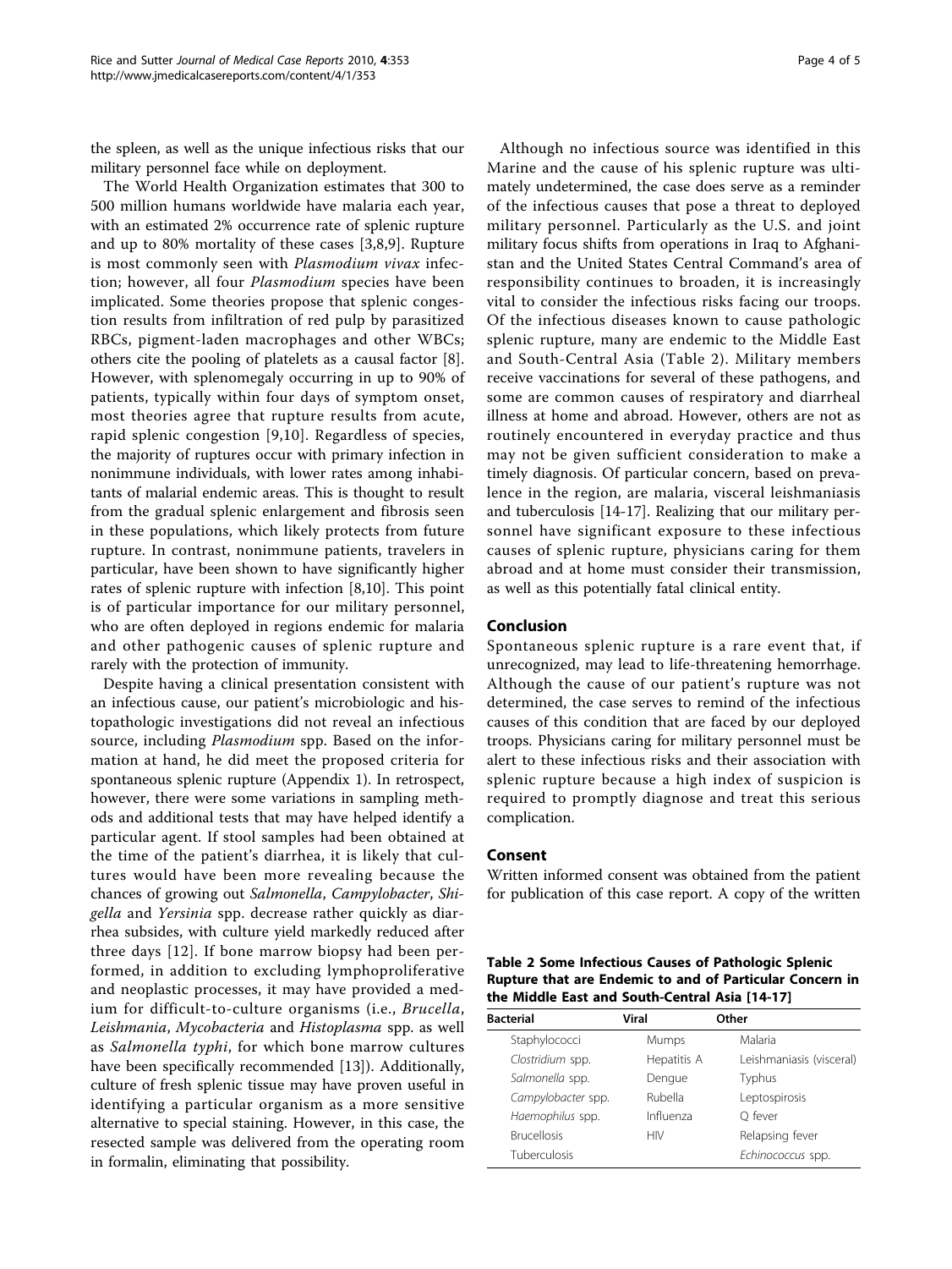the spleen, as well as the unique infectious risks that our military personnel face while on deployment.

The World Health Organization estimates that 300 to 500 million humans worldwide have malaria each year, with an estimated 2% occurrence rate of splenic rupture and up to 80% mortality of these cases [3,8,9]. Rupture is most commonly seen with *Plasmodium vivax* infection; however, all four *Plasmodium* species have been implicated. Some theories propose that splenic congestion results from infiltration of red pulp by parasitized RBCs, pigment-laden macrophages and other WBCs; others cite the pooling of platelets as a causal factor [8]. However, with splenomegaly occurring in up to 90% of patients, typically within four days of symptom onset, most theories agree that rupture results from acute, rapid splenic congestion [9,10]. Regardless of species, the majority of ruptures occur with primary infection in nonimmune individuals, with lower rates among inhabitants of malarial endemic areas. This is thought to result from the gradual splenic enlargement and fibrosis seen in these populations, which likely protects from future rupture. In contrast, nonimmune patients, travelers in particular, have been shown to have significantly higher rates of splenic rupture with infection [8,10]. This point is of particular importance for our military personnel, who are often deployed in regions endemic for malaria and other pathogenic causes of splenic rupture and rarely with the protection of immunity.

Despite having a clinical presentation consistent with an infectious cause, our patient's microbiologic and histopathologic investigations did not reveal an infectious source, including *Plasmodium* spp. Based on the information at hand, he did meet the proposed criteria for spontaneous splenic rupture (Appendix 1). In retrospect, however, there were some variations in sampling methods and additional tests that may have helped identify a particular agent. If stool samples had been obtained at the time of the patient's diarrhea, it is likely that cultures would have been more revealing because the chances of growing out *Salmonella*, *Campylobacter*, *Shigella* and *Yersinia* spp. decrease rather quickly as diarrhea subsides, with culture yield markedly reduced after three days [12]. If bone marrow biopsy had been performed, in addition to excluding lymphoproliferative and neoplastic processes, it may have provided a medium for difficult-to-culture organisms (i.e., *Brucella*, *Leishmania*, *Mycobacteria* and *Histoplasma* spp. as well as *Salmonella typhi*, for which bone marrow cultures have been specifically recommended [13]). Additionally, culture of fresh splenic tissue may have proven useful in identifying a particular organism as a more sensitive alternative to special staining. However, in this case, the resected sample was delivered from the operating room in formalin, eliminating that possibility.

Although no infectious source was identified in this Marine and the cause of his splenic rupture was ultimately undetermined, the case does serve as a reminder of the infectious causes that pose a threat to deployed military personnel. Particularly as the U.S. and joint military focus shifts from operations in Iraq to Afghanistan and the United States Central Command's area of responsibility continues to broaden, it is increasingly vital to consider the infectious risks facing our troops. Of the infectious diseases known to cause pathologic splenic rupture, many are endemic to the Middle East and South-Central Asia (Table 2). Military members receive vaccinations for several of these pathogens, and some are common causes of respiratory and diarrheal illness at home and abroad. However, others are not as routinely encountered in everyday practice and thus may not be given sufficient consideration to make a timely diagnosis. Of particular concern, based on prevalence in the region, are malaria, visceral leishmaniasis and tuberculosis [14-17]. Realizing that our military personnel have significant exposure to these infectious causes of splenic rupture, physicians caring for them abroad and at home must consider their transmission, as well as this potentially fatal clinical entity.

## Conclusion

Spontaneous splenic rupture is a rare event that, if unrecognized, may lead to life-threatening hemorrhage. Although the cause of our patient's rupture was not determined, the case serves to remind of the infectious causes of this condition that are faced by our deployed troops. Physicians caring for military personnel must be alert to these infectious risks and their association with splenic rupture because a high index of suspicion is required to promptly diagnose and treat this serious complication.

## Consent

Written informed consent was obtained from the patient for publication of this case report. A copy of the written

**Table 2 Some Infectious Causes of Pathologic Splenic Rupture that are Endemic to and of Particular Concern in the Middle East and South-Central Asia [14-17]**

| Bacterial | Viral | Other |
|---|---|---|
| Staphylococci | Mumps | Malaria |
| *Clostridium* spp. | Hepatitis A | Leishmaniasis (visceral) |
| *Salmonella* spp. | Dengue | Typhus |
| *Campylobacter* spp. | Rubella | Leptospirosis |
| *Haemophilus* spp. | Influenza | Q fever |
| Brucellosis | HIV | Relapsing fever |
| Tuberculosis | | *Echinococcus* spp. |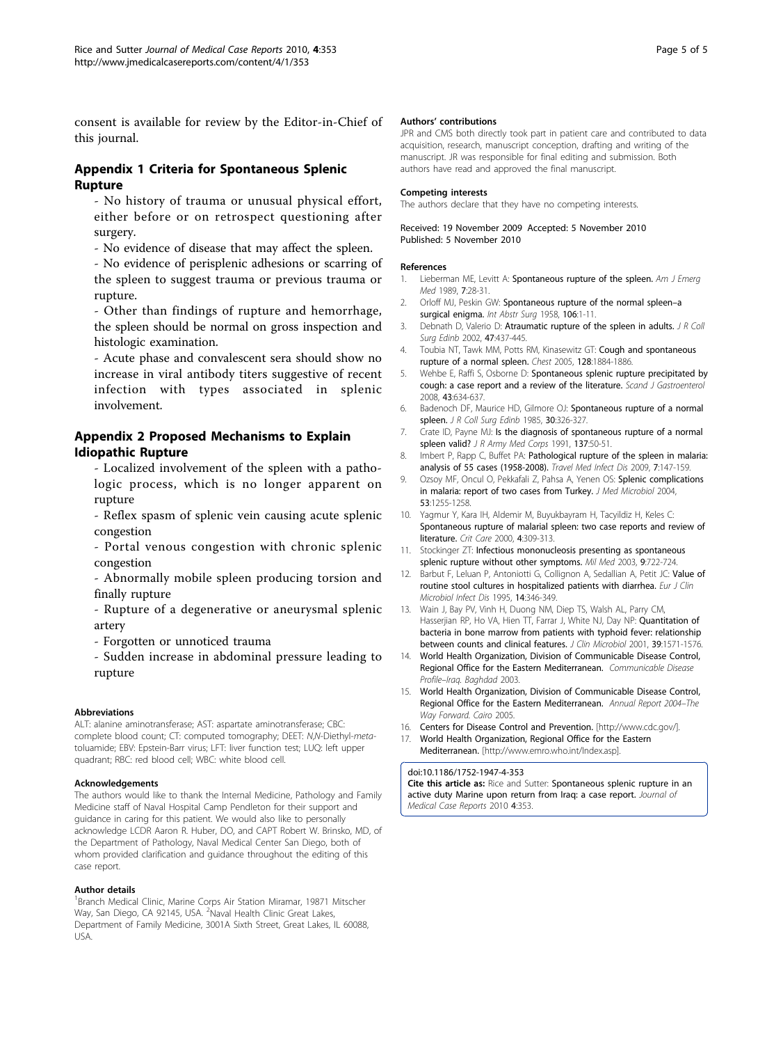consent is available for review by the Editor-in-Chief of this journal.

## Appendix 1 Criteria for Spontaneous Splenic Rupture

- No history of trauma or unusual physical effort, either before or on retrospect questioning after surgery.
- No evidence of disease that may affect the spleen.
- No evidence of perisplenic adhesions or scarring of the spleen to suggest trauma or previous trauma or rupture.
- Other than findings of rupture and hemorrhage, the spleen should be normal on gross inspection and histologic examination.
- Acute phase and convalescent sera should show no increase in viral antibody titers suggestive of recent infection with types associated in splenic involvement.

## Appendix 2 Proposed Mechanisms to Explain Idiopathic Rupture

- Localized involvement of the spleen with a pathologic process, which is no longer apparent on rupture
- Reflex spasm of splenic vein causing acute splenic congestion
- Portal venous congestion with chronic splenic congestion
- Abnormally mobile spleen producing torsion and finally rupture
- Rupture of a degenerative or aneurysmal splenic artery
- Forgotten or unnoticed trauma
- Sudden increase in abdominal pressure leading to rupture

#### Abbreviations

ALT: alanine aminotransferase; AST: aspartate aminotransferase; CBC: complete blood count; CT: computed tomography; DEET: *N,N*-Diethyl-*meta*-toluamide; EBV: Epstein-Barr virus; LFT: liver function test; LUQ: left upper quadrant; RBC: red blood cell; WBC: white blood cell.

#### Acknowledgements

The authors would like to thank the Internal Medicine, Pathology and Family Medicine staff of Naval Hospital Camp Pendleton for their support and guidance in caring for this patient. We would also like to personally acknowledge LCDR Aaron R. Huber, DO, and CAPT Robert W. Brinsko, MD, of the Department of Pathology, Naval Medical Center San Diego, both of whom provided clarification and guidance throughout the editing of this case report.

#### Author details

[1]Branch Medical Clinic, Marine Corps Air Station Miramar, 19871 Mitscher Way, San Diego, CA 92145, USA. [2]Naval Health Clinic Great Lakes, Department of Family Medicine, 3001A Sixth Street, Great Lakes, IL 60088, USA.

#### Authors' contributions

JPR and CMS both directly took part in patient care and contributed to data acquisition, research, manuscript conception, drafting and writing of the manuscript. JR was responsible for final editing and submission. Both authors have read and approved the final manuscript.

#### Competing interests

The authors declare that they have no competing interests.

Received: 19 November 2009 Accepted: 5 November 2010
Published: 5 November 2010

#### References

1. Lieberman ME, Levitt A: **Spontaneous rupture of the spleen.** *Am J Emerg Med* 1989, **7**:28-31.
2. Orloff MJ, Peskin GW: **Spontaneous rupture of the normal spleen–a surgical enigma.** *Int Abstr Surg* 1958, **106**:1-11.
3. Debnath D, Valerio D: **Atraumatic rupture of the spleen in adults.** *J R Coll Surg Edinb* 2002, **47**:437-445.
4. Toubia NT, Tawk MM, Potts RM, Kinasewitz GT: **Cough and spontaneous rupture of a normal spleen.** *Chest* 2005, **128**:1884-1886.
5. Wehbe E, Raffi S, Osborne D: **Spontaneous splenic rupture precipitated by cough: a case report and a review of the literature.** *Scand J Gastroenterol* 2008, **43**:634-637.
6. Badenoch DF, Maurice HD, Gilmore OJ: **Spontaneous rupture of a normal spleen.** *J R Coll Surg Edinb* 1985, **30**:326-327.
7. Crate ID, Payne MJ: **Is the diagnosis of spontaneous rupture of a normal spleen valid?** *J R Army Med Corps* 1991, **137**:50-51.
8. Imbert P, Rapp C, Buffet PA: **Pathological rupture of the spleen in malaria: analysis of 55 cases (1958-2008).** *Travel Med Infect Dis* 2009, **7**:147-159.
9. Ozsoy MF, Oncul O, Pekkafali Z, Pahsa A, Yenen OS: **Splenic complications in malaria: report of two cases from Turkey.** *J Med Microbiol* 2004, **53**:1255-1258.
10. Yagmur Y, Kara IH, Aldemir M, Buyukbayram H, Tacyildiz H, Keles C: **Spontaneous rupture of malarial spleen: two case reports and review of literature.** *Crit Care* 2000, **4**:309-313.
11. Stockinger ZT: **Infectious mononucleosis presenting as spontaneous splenic rupture without other symptoms.** *Mil Med* 2003, **9**:722-724.
12. Barbut F, Leluan P, Antoniotti G, Collignon A, Sedallian A, Petit JC: **Value of routine stool cultures in hospitalized patients with diarrhea.** *Eur J Clin Microbiol Infect Dis* 1995, **14**:346-349.
13. Wain J, Bay PV, Vinh H, Duong NM, Diep TS, Walsh AL, Parry CM, Hasserjian RP, Ho VA, Hien TT, Farrar J, White NJ, Day NP: **Quantitation of bacteria in bone marrow from patients with typhoid fever: relationship between counts and clinical features.** *J Clin Microbiol* 2001, **39**:1571-1576.
14. World Health Organization, Division of Communicable Disease Control, Regional Office for the Eastern Mediterranean. *Communicable Disease Profile–Iraq. Baghdad* 2003.
15. World Health Organization, Division of Communicable Disease Control, Regional Office for the Eastern Mediterranean. *Annual Report 2004–The Way Forward. Cairo* 2005.
16. Centers for Disease Control and Prevention. [http://www.cdc.gov/].
17. World Health Organization, Regional Office for the Eastern Mediterranean. [http://www.emro.who.int/Index.asp].

doi:10.1186/1752-1947-4-353

**Cite this article as:** Rice and Sutter: Spontaneous splenic rupture in an active duty Marine upon return from Iraq: a case report. *Journal of Medical Case Reports* 2010 **4**:353.